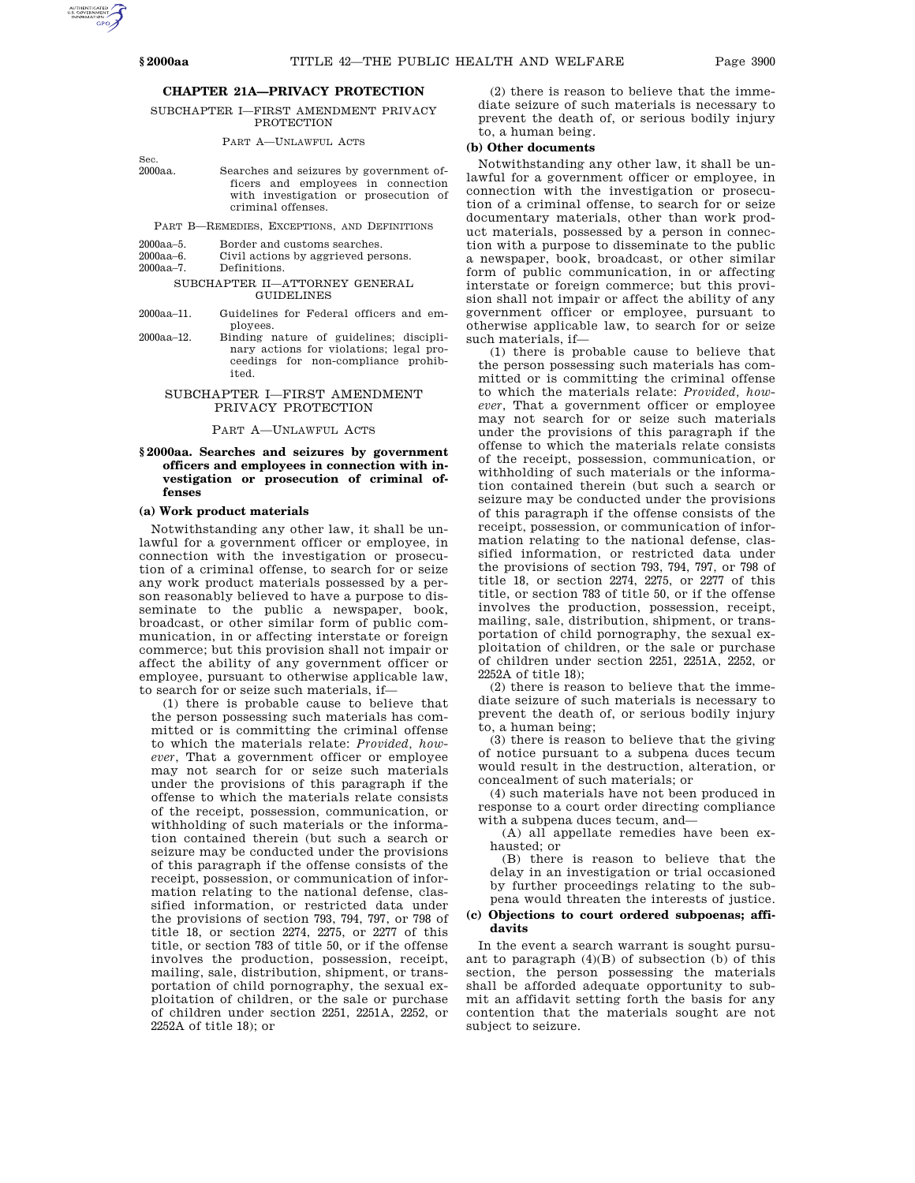# CHAPTER 21A—PRIVACY PROTECTION

SUBCHAPTER I—FIRST AMENDMENT PRIVACY PROTECTION

PART A—UNLAWFUL ACTS

| Sec. | |
|---|---|
| 2000aa. | Searches and seizures by government officers and employees in connection with investigation or prosecution of criminal offenses. |

PART B—REMEDIES, EXCEPTIONS, AND DEFINITIONS

| | |
|---|---|
| 2000aa–5. | Border and customs searches. |
| 2000aa–6. | Civil actions by aggrieved persons. |
| 2000aa–7. | Definitions. |

SUBCHAPTER II—ATTORNEY GENERAL GUIDELINES

| | |
|---|---|
| 2000aa–11. | Guidelines for Federal officers and employees. |
| 2000aa–12. | Binding nature of guidelines; disciplinary actions for violations; legal proceedings for non-compliance prohibited. |

## SUBCHAPTER I—FIRST AMENDMENT PRIVACY PROTECTION

### PART A—UNLAWFUL ACTS

### § 2000aa. Searches and seizures by government officers and employees in connection with investigation or prosecution of criminal offenses

**(a) Work product materials**

Notwithstanding any other law, it shall be unlawful for a government officer or employee, in connection with the investigation or prosecution of a criminal offense, to search for or seize any work product materials possessed by a person reasonably believed to have a purpose to disseminate to the public a newspaper, book, broadcast, or other similar form of public communication, in or affecting interstate or foreign commerce; but this provision shall not impair or affect the ability of any government officer or employee, pursuant to otherwise applicable law, to search for or seize such materials, if—

(1) there is probable cause to believe that the person possessing such materials has committed or is committing the criminal offense to which the materials relate: *Provided, however*, That a government officer or employee may not search for or seize such materials under the provisions of this paragraph if the offense to which the materials relate consists of the receipt, possession, communication, or withholding of such materials or the information contained therein (but such a search or seizure may be conducted under the provisions of this paragraph if the offense consists of the receipt, possession, or communication of information relating to the national defense, classified information, or restricted data under the provisions of section 793, 794, 797, or 798 of title 18, or section 2274, 2275, or 2277 of this title, or section 783 of title 50, or if the offense involves the production, possession, receipt, mailing, sale, distribution, shipment, or transportation of child pornography, the sexual exploitation of children, or the sale or purchase of children under section 2251, 2251A, 2252, or 2252A of title 18); or

(2) there is reason to believe that the immediate seizure of such materials is necessary to prevent the death of, or serious bodily injury to, a human being.

**(b) Other documents**

Notwithstanding any other law, it shall be unlawful for a government officer or employee, in connection with the investigation or prosecution of a criminal offense, to search for or seize documentary materials, other than work product materials, possessed by a person in connection with a purpose to disseminate to the public a newspaper, book, broadcast, or other similar form of public communication, in or affecting interstate or foreign commerce; but this provision shall not impair or affect the ability of any government officer or employee, pursuant to otherwise applicable law, to search for or seize such materials, if—

(1) there is probable cause to believe that the person possessing such materials has committed or is committing the criminal offense to which the materials relate: *Provided, however*, That a government officer or employee may not search for or seize such materials under the provisions of this paragraph if the offense to which the materials relate consists of the receipt, possession, communication, or withholding of such materials or the information contained therein (but such a search or seizure may be conducted under the provisions of this paragraph if the offense consists of the receipt, possession, or communication of information relating to the national defense, classified information, or restricted data under the provisions of section 793, 794, 797, or 798 of title 18, or section 2274, 2275, or 2277 of this title, or section 783 of title 50, or if the offense involves the production, possession, receipt, mailing, sale, distribution, shipment, or transportation of child pornography, the sexual exploitation of children, or the sale or purchase of children under section 2251, 2251A, 2252, or 2252A of title 18);

(2) there is reason to believe that the immediate seizure of such materials is necessary to prevent the death of, or serious bodily injury to, a human being;

(3) there is reason to believe that the giving of notice pursuant to a subpena duces tecum would result in the destruction, alteration, or concealment of such materials; or

(4) such materials have not been produced in response to a court order directing compliance with a subpena duces tecum, and—

(A) all appellate remedies have been exhausted; or

(B) there is reason to believe that the delay in an investigation or trial occasioned by further proceedings relating to the subpena would threaten the interests of justice.

**(c) Objections to court ordered subpoenas; affidavits**

In the event a search warrant is sought pursuant to paragraph (4)(B) of subsection (b) of this section, the person possessing the materials shall be afforded adequate opportunity to submit an affidavit setting forth the basis for any contention that the materials sought are not subject to seizure.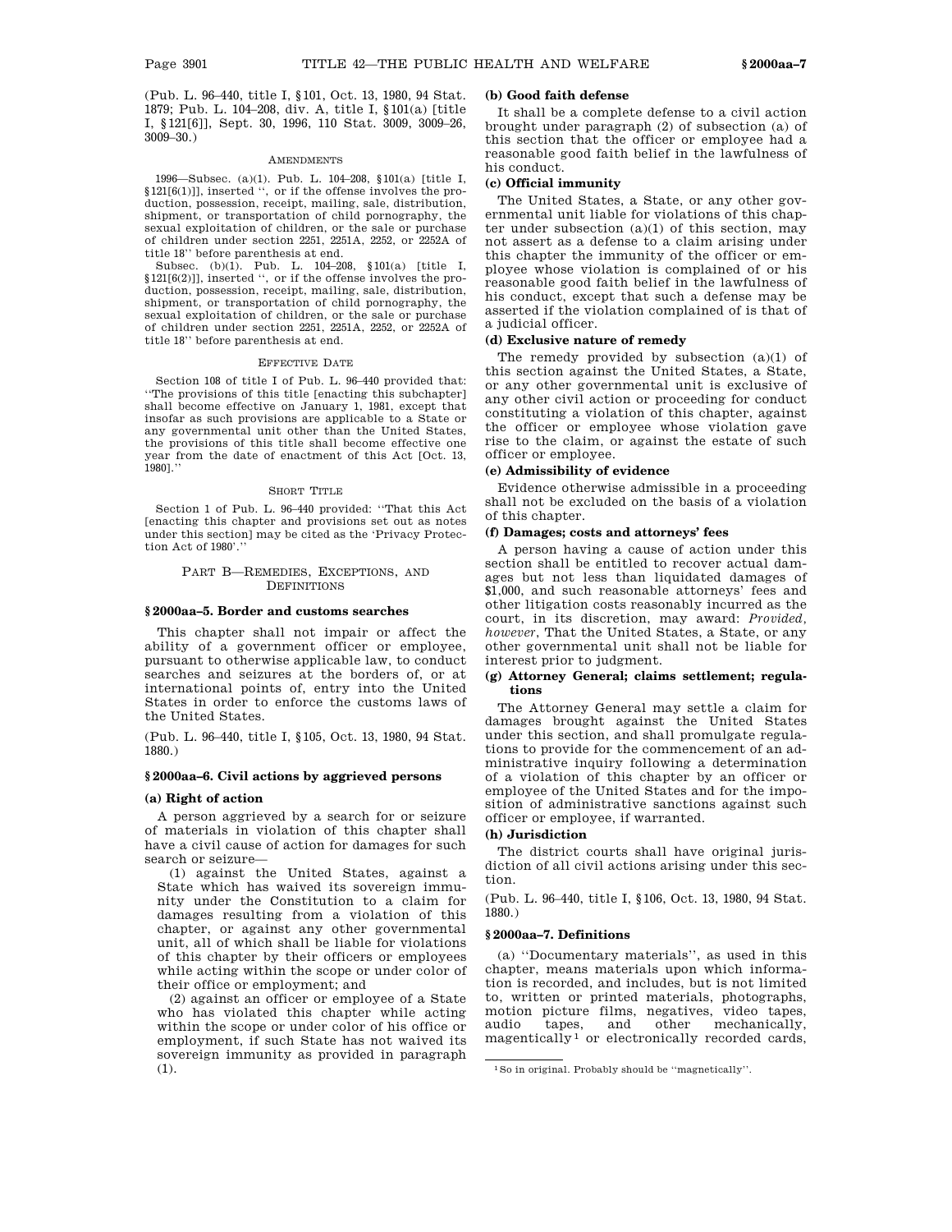(Pub. L. 96–440, title I, §101, Oct. 13, 1980, 94 Stat. 1879; Pub. L. 104–208, div. A, title I, §101(a) [title I, §121[6]], Sept. 30, 1996, 110 Stat. 3009, 3009–26, 3009–30.)

AMENDMENTS

1996—Subsec. (a)(1). Pub. L. 104–208, §101(a) [title I, §121[6(1)]], inserted '', or if the offense involves the production, possession, receipt, mailing, sale, distribution, shipment, or transportation of child pornography, the sexual exploitation of children, or the sale or purchase of children under section 2251, 2251A, 2252, or 2252A of title 18'' before parenthesis at end.

Subsec. (b)(1). Pub. L. 104–208, §101(a) [title I, §121[6(2)]], inserted '', or if the offense involves the production, possession, receipt, mailing, sale, distribution, shipment, or transportation of child pornography, the sexual exploitation of children, or the sale or purchase of children under section 2251, 2251A, 2252, or 2252A of title 18'' before parenthesis at end.

EFFECTIVE DATE

Section 108 of title I of Pub. L. 96–440 provided that: ''The provisions of this title [enacting this subchapter] shall become effective on January 1, 1981, except that insofar as such provisions are applicable to a State or any governmental unit other than the United States, the provisions of this title shall become effective one year from the date of enactment of this Act [Oct. 13, 1980].''

SHORT TITLE

Section 1 of Pub. L. 96–440 provided: ''That this Act [enacting this chapter and provisions set out as notes under this section] may be cited as the 'Privacy Protection Act of 1980'.''

## PART B—REMEDIES, EXCEPTIONS, AND DEFINITIONS

### §2000aa–5. Border and customs searches

This chapter shall not impair or affect the ability of a government officer or employee, pursuant to otherwise applicable law, to conduct searches and seizures at the borders of, or at international points of, entry into the United States in order to enforce the customs laws of the United States.

(Pub. L. 96–440, title I, §105, Oct. 13, 1980, 94 Stat. 1880.)

### §2000aa–6. Civil actions by aggrieved persons

**(a) Right of action**

A person aggrieved by a search for or seizure of materials in violation of this chapter shall have a civil cause of action for damages for such search or seizure—

(1) against the United States, against a State which has waived its sovereign immunity under the Constitution to a claim for damages resulting from a violation of this chapter, or against any other governmental unit, all of which shall be liable for violations of this chapter by their officers or employees while acting within the scope or under color of their office or employment; and

(2) against an officer or employee of a State who has violated this chapter while acting within the scope or under color of his office or employment, if such State has not waived its sovereign immunity as provided in paragraph (1).

**(b) Good faith defense**

It shall be a complete defense to a civil action brought under paragraph (2) of subsection (a) of this section that the officer or employee had a reasonable good faith belief in the lawfulness of his conduct.

**(c) Official immunity**

The United States, a State, or any other governmental unit liable for violations of this chapter under subsection (a)(1) of this section, may not assert as a defense to a claim arising under this chapter the immunity of the officer or employee whose violation is complained of or his reasonable good faith belief in the lawfulness of his conduct, except that such a defense may be asserted if the violation complained of is that of a judicial officer.

**(d) Exclusive nature of remedy**

The remedy provided by subsection (a)(1) of this section against the United States, a State, or any other governmental unit is exclusive of any other civil action or proceeding for conduct constituting a violation of this chapter, against the officer or employee whose violation gave rise to the claim, or against the estate of such officer or employee.

**(e) Admissibility of evidence**

Evidence otherwise admissible in a proceeding shall not be excluded on the basis of a violation of this chapter.

**(f) Damages; costs and attorneys' fees**

A person having a cause of action under this section shall be entitled to recover actual damages but not less than liquidated damages of $1,000, and such reasonable attorneys' fees and other litigation costs reasonably incurred as the court, in its discretion, may award: *Provided, however*, That the United States, a State, or any other governmental unit shall not be liable for interest prior to judgment.

**(g) Attorney General; claims settlement; regulations**

The Attorney General may settle a claim for damages brought against the United States under this section, and shall promulgate regulations to provide for the commencement of an administrative inquiry following a determination of a violation of this chapter by an officer or employee of the United States and for the imposition of administrative sanctions against such officer or employee, if warranted.

**(h) Jurisdiction**

The district courts shall have original jurisdiction of all civil actions arising under this section.

(Pub. L. 96–440, title I, §106, Oct. 13, 1980, 94 Stat. 1880.)

### §2000aa–7. Definitions

(a) ''Documentary materials'', as used in this chapter, means materials upon which information is recorded, and includes, but is not limited to, written or printed materials, photographs, motion picture films, negatives, video tapes, audio tapes, and other mechanically, magentically[1] or electronically recorded cards,

[1] So in original. Probably should be ''magnetically''.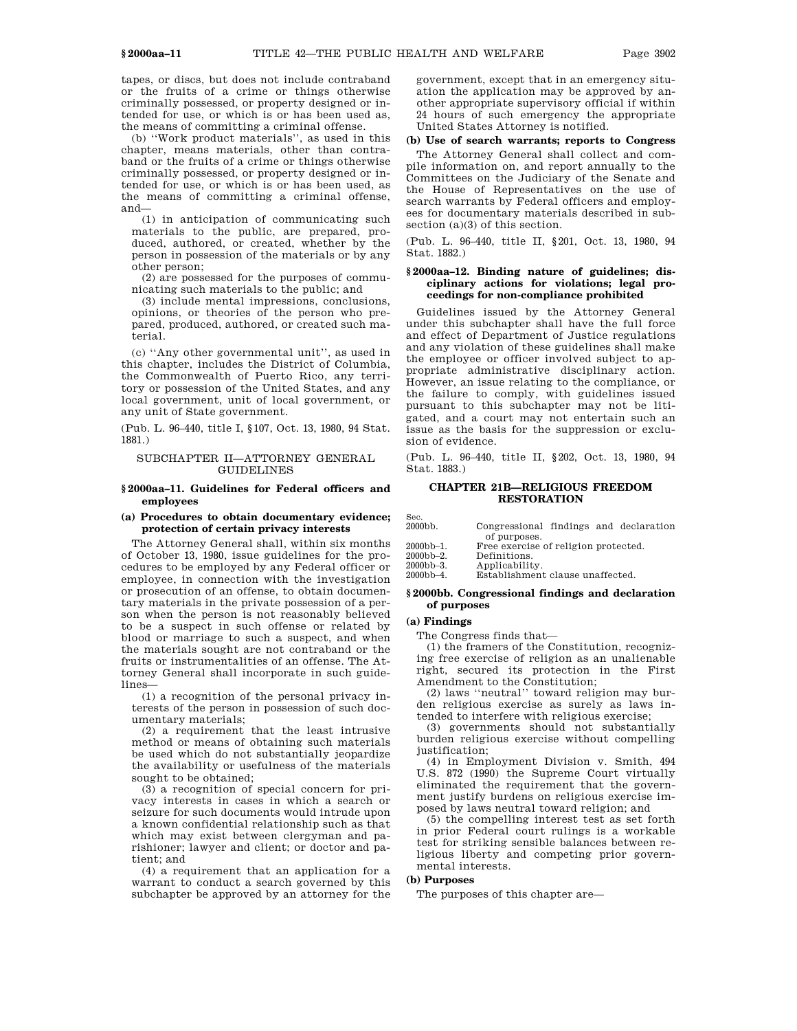tapes, or discs, but does not include contraband or the fruits of a crime or things otherwise criminally possessed, or property designed or intended for use, or which is or has been used as, the means of committing a criminal offense.

(b) ''Work product materials'', as used in this chapter, means materials, other than contraband or the fruits of a crime or things otherwise criminally possessed, or property designed or intended for use, or which is or has been used, as the means of committing a criminal offense, and—

(1) in anticipation of communicating such materials to the public, are prepared, produced, authored, or created, whether by the person in possession of the materials or by any other person;

(2) are possessed for the purposes of communicating such materials to the public; and

(3) include mental impressions, conclusions, opinions, or theories of the person who prepared, produced, authored, or created such material.

(c) ''Any other governmental unit'', as used in this chapter, includes the District of Columbia, the Commonwealth of Puerto Rico, any territory or possession of the United States, and any local government, unit of local government, or any unit of State government.

(Pub. L. 96–440, title I, §107, Oct. 13, 1980, 94 Stat. 1881.)

## SUBCHAPTER II—ATTORNEY GENERAL GUIDELINES

### §2000aa–11. Guidelines for Federal officers and employees

#### (a) Procedures to obtain documentary evidence; protection of certain privacy interests

The Attorney General shall, within six months of October 13, 1980, issue guidelines for the procedures to be employed by any Federal officer or employee, in connection with the investigation or prosecution of an offense, to obtain documentary materials in the private possession of a person when the person is not reasonably believed to be a suspect in such offense or related by blood or marriage to such a suspect, and when the materials sought are not contraband or the fruits or instrumentalities of an offense. The Attorney General shall incorporate in such guidelines—

(1) a recognition of the personal privacy interests of the person in possession of such documentary materials;

(2) a requirement that the least intrusive method or means of obtaining such materials be used which do not substantially jeopardize the availability or usefulness of the materials sought to be obtained;

(3) a recognition of special concern for privacy interests in cases in which a search or seizure for such documents would intrude upon a known confidential relationship such as that which may exist between clergyman and parishioner; lawyer and client; or doctor and patient; and

(4) a requirement that an application for a warrant to conduct a search governed by this subchapter be approved by an attorney for the government, except that in an emergency situation the application may be approved by another appropriate supervisory official if within 24 hours of such emergency the appropriate United States Attorney is notified.

#### (b) Use of search warrants; reports to Congress

The Attorney General shall collect and compile information on, and report annually to the Committees on the Judiciary of the Senate and the House of Representatives on the use of search warrants by Federal officers and employees for documentary materials described in subsection (a)(3) of this section.

(Pub. L. 96–440, title II, §201, Oct. 13, 1980, 94 Stat. 1882.)

### §2000aa–12. Binding nature of guidelines; disciplinary actions for violations; legal proceedings for non-compliance prohibited

Guidelines issued by the Attorney General under this subchapter shall have the full force and effect of Department of Justice regulations and any violation of these guidelines shall make the employee or officer involved subject to appropriate administrative disciplinary action. However, an issue relating to the compliance, or the failure to comply, with guidelines issued pursuant to this subchapter may not be litigated, and a court may not entertain such an issue as the basis for the suppression or exclusion of evidence.

(Pub. L. 96–440, title II, §202, Oct. 13, 1980, 94 Stat. 1883.)

## CHAPTER 21B—RELIGIOUS FREEDOM RESTORATION

| Sec. | |
|---|---|
| 2000bb. | Congressional findings and declaration of purposes. |
| 2000bb–1. | Free exercise of religion protected. |
| 2000bb–2. | Definitions. |
| 2000bb–3. | Applicability. |
| 2000bb–4. | Establishment clause unaffected. |

### §2000bb. Congressional findings and declaration of purposes

#### (a) Findings

The Congress finds that—

(1) the framers of the Constitution, recognizing free exercise of religion as an unalienable right, secured its protection in the First Amendment to the Constitution;

(2) laws ''neutral'' toward religion may burden religious exercise as surely as laws intended to interfere with religious exercise;

(3) governments should not substantially burden religious exercise without compelling justification;

(4) in Employment Division v. Smith, 494 U.S. 872 (1990) the Supreme Court virtually eliminated the requirement that the government justify burdens on religious exercise imposed by laws neutral toward religion; and

(5) the compelling interest test as set forth in prior Federal court rulings is a workable test for striking sensible balances between religious liberty and competing prior governmental interests.

#### (b) Purposes

The purposes of this chapter are—